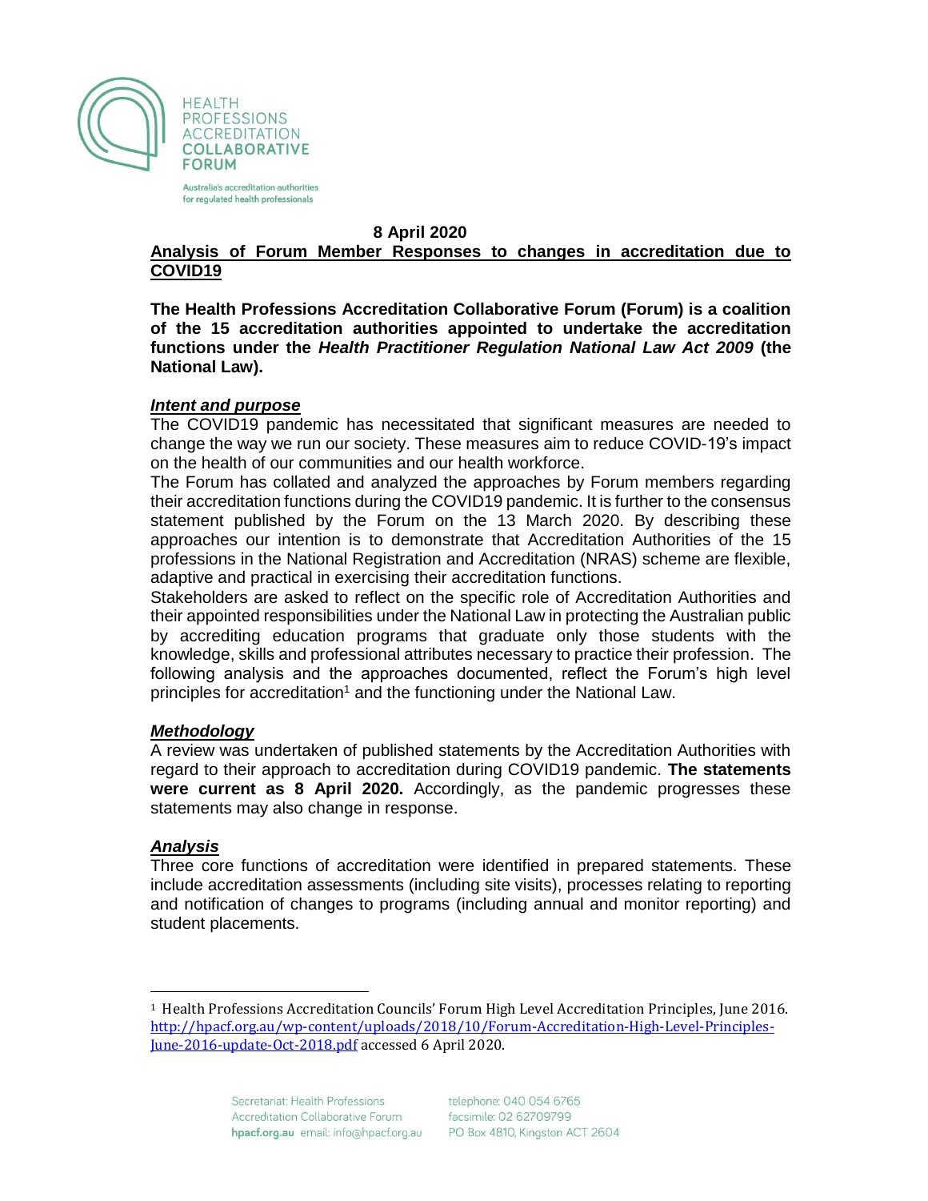HEALTH PROFESSIONS ACCREDITATION COLLABORATIVE FORUM

Australia's accreditation authorities for regulated health professionals

**8 April 2020**

# Analysis of Forum Member Responses to changes in accreditation due to COVID19

**The Health Professions Accreditation Collaborative Forum (Forum) is a coalition of the 15 accreditation authorities appointed to undertake the accreditation functions under the *Health Practitioner Regulation National Law Act 2009* (the National Law).**

## *Intent and purpose*

The COVID19 pandemic has necessitated that significant measures are needed to change the way we run our society. These measures aim to reduce COVID-19's impact on the health of our communities and our health workforce.

The Forum has collated and analyzed the approaches by Forum members regarding their accreditation functions during the COVID19 pandemic. It is further to the consensus statement published by the Forum on the 13 March 2020. By describing these approaches our intention is to demonstrate that Accreditation Authorities of the 15 professions in the National Registration and Accreditation (NRAS) scheme are flexible, adaptive and practical in exercising their accreditation functions.

Stakeholders are asked to reflect on the specific role of Accreditation Authorities and their appointed responsibilities under the National Law in protecting the Australian public by accrediting education programs that graduate only those students with the knowledge, skills and professional attributes necessary to practice their profession. The following analysis and the approaches documented, reflect the Forum's high level principles for accreditation[1] and the functioning under the National Law.

## *Methodology*

A review was undertaken of published statements by the Accreditation Authorities with regard to their approach to accreditation during COVID19 pandemic. **The statements were current as 8 April 2020.** Accordingly, as the pandemic progresses these statements may also change in response.

## *Analysis*

Three core functions of accreditation were identified in prepared statements. These include accreditation assessments (including site visits), processes relating to reporting and notification of changes to programs (including annual and monitor reporting) and student placements.

---

[1] Health Professions Accreditation Councils' Forum High Level Accreditation Principles, June 2016. http://hpacf.org.au/wp-content/uploads/2018/10/Forum-Accreditation-High-Level-Principles-June-2016-update-Oct-2018.pdf accessed 6 April 2020.

Secretariat: Health Professions Accreditation Collaborative Forum
hpacf.org.au email: info@hpacf.org.au
telephone: 040 054 6765
facsimile: 02 62709799
PO Box 4810, Kingston ACT 2604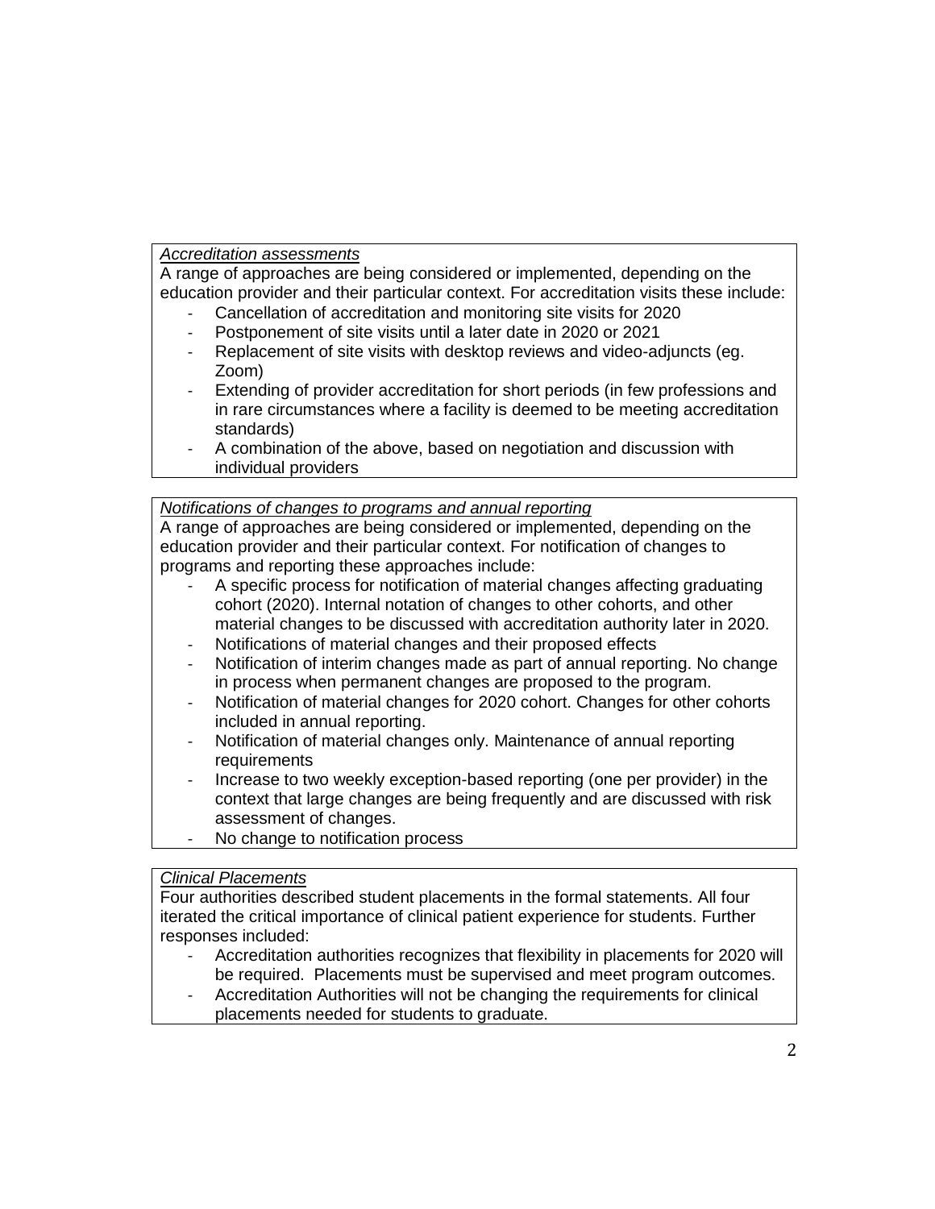*Accreditation assessments*

A range of approaches are being considered or implemented, depending on the education provider and their particular context. For accreditation visits these include:

- Cancellation of accreditation and monitoring site visits for 2020
- Postponement of site visits until a later date in 2020 or 2021
- Replacement of site visits with desktop reviews and video-adjuncts (eg. Zoom)
- Extending of provider accreditation for short periods (in few professions and in rare circumstances where a facility is deemed to be meeting accreditation standards)
- A combination of the above, based on negotiation and discussion with individual providers

*Notifications of changes to programs and annual reporting*

A range of approaches are being considered or implemented, depending on the education provider and their particular context. For notification of changes to programs and reporting these approaches include:

- A specific process for notification of material changes affecting graduating cohort (2020). Internal notation of changes to other cohorts, and other material changes to be discussed with accreditation authority later in 2020.
- Notifications of material changes and their proposed effects
- Notification of interim changes made as part of annual reporting. No change in process when permanent changes are proposed to the program.
- Notification of material changes for 2020 cohort. Changes for other cohorts included in annual reporting.
- Notification of material changes only. Maintenance of annual reporting requirements
- Increase to two weekly exception-based reporting (one per provider) in the context that large changes are being frequently and are discussed with risk assessment of changes.
- No change to notification process

*Clinical Placements*

Four authorities described student placements in the formal statements. All four iterated the critical importance of clinical patient experience for students. Further responses included:

- Accreditation authorities recognizes that flexibility in placements for 2020 will be required. Placements must be supervised and meet program outcomes.
- Accreditation Authorities will not be changing the requirements for clinical placements needed for students to graduate.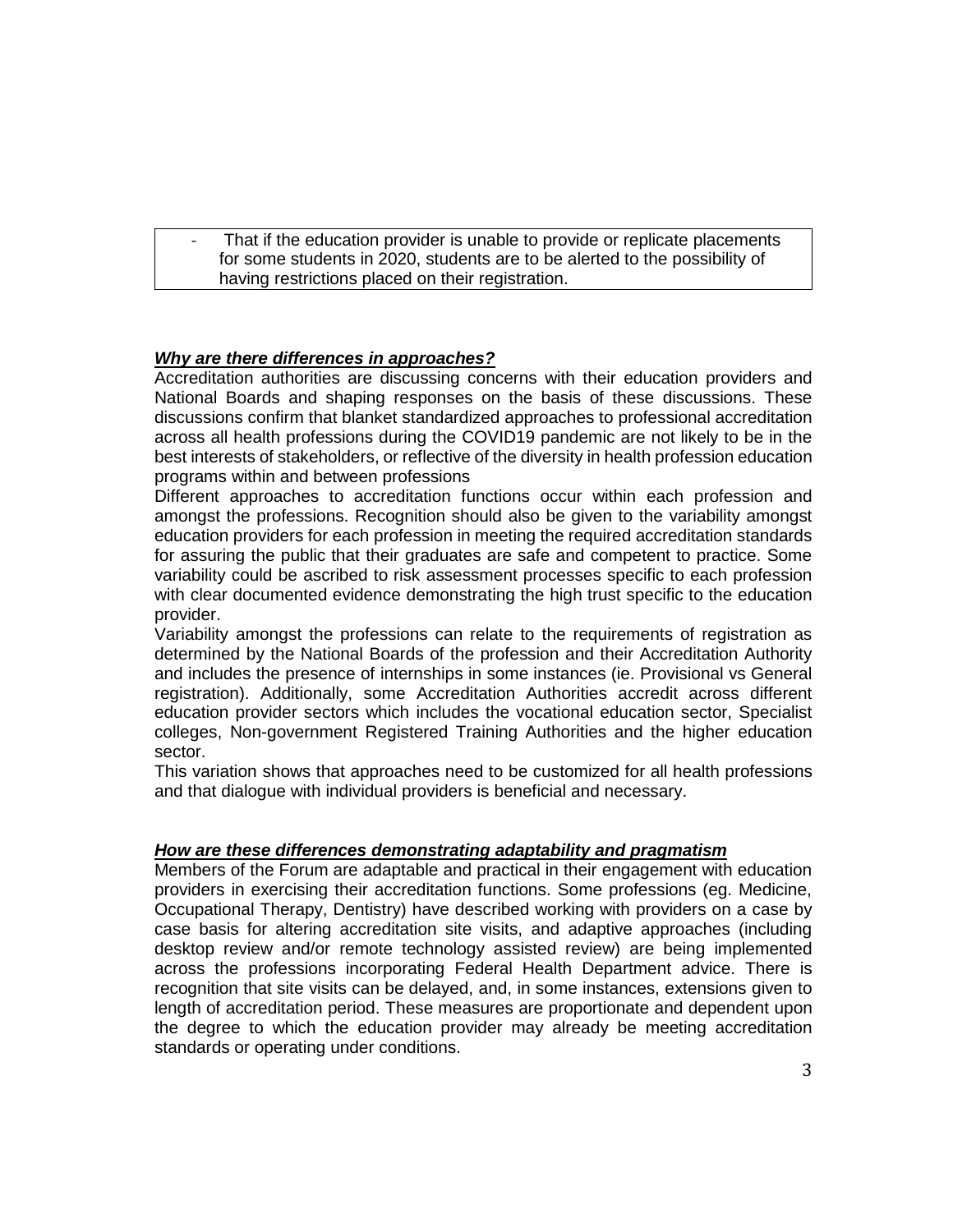- That if the education provider is unable to provide or replicate placements for some students in 2020, students are to be alerted to the possibility of having restrictions placed on their registration.

***Why are there differences in approaches?***

Accreditation authorities are discussing concerns with their education providers and National Boards and shaping responses on the basis of these discussions. These discussions confirm that blanket standardized approaches to professional accreditation across all health professions during the COVID19 pandemic are not likely to be in the best interests of stakeholders, or reflective of the diversity in health profession education programs within and between professions

Different approaches to accreditation functions occur within each profession and amongst the professions. Recognition should also be given to the variability amongst education providers for each profession in meeting the required accreditation standards for assuring the public that their graduates are safe and competent to practice. Some variability could be ascribed to risk assessment processes specific to each profession with clear documented evidence demonstrating the high trust specific to the education provider.

Variability amongst the professions can relate to the requirements of registration as determined by the National Boards of the profession and their Accreditation Authority and includes the presence of internships in some instances (ie. Provisional vs General registration). Additionally, some Accreditation Authorities accredit across different education provider sectors which includes the vocational education sector, Specialist colleges, Non-government Registered Training Authorities and the higher education sector.

This variation shows that approaches need to be customized for all health professions and that dialogue with individual providers is beneficial and necessary.

***How are these differences demonstrating adaptability and pragmatism***

Members of the Forum are adaptable and practical in their engagement with education providers in exercising their accreditation functions. Some professions (eg. Medicine, Occupational Therapy, Dentistry) have described working with providers on a case by case basis for altering accreditation site visits, and adaptive approaches (including desktop review and/or remote technology assisted review) are being implemented across the professions incorporating Federal Health Department advice. There is recognition that site visits can be delayed, and, in some instances, extensions given to length of accreditation period. These measures are proportionate and dependent upon the degree to which the education provider may already be meeting accreditation standards or operating under conditions.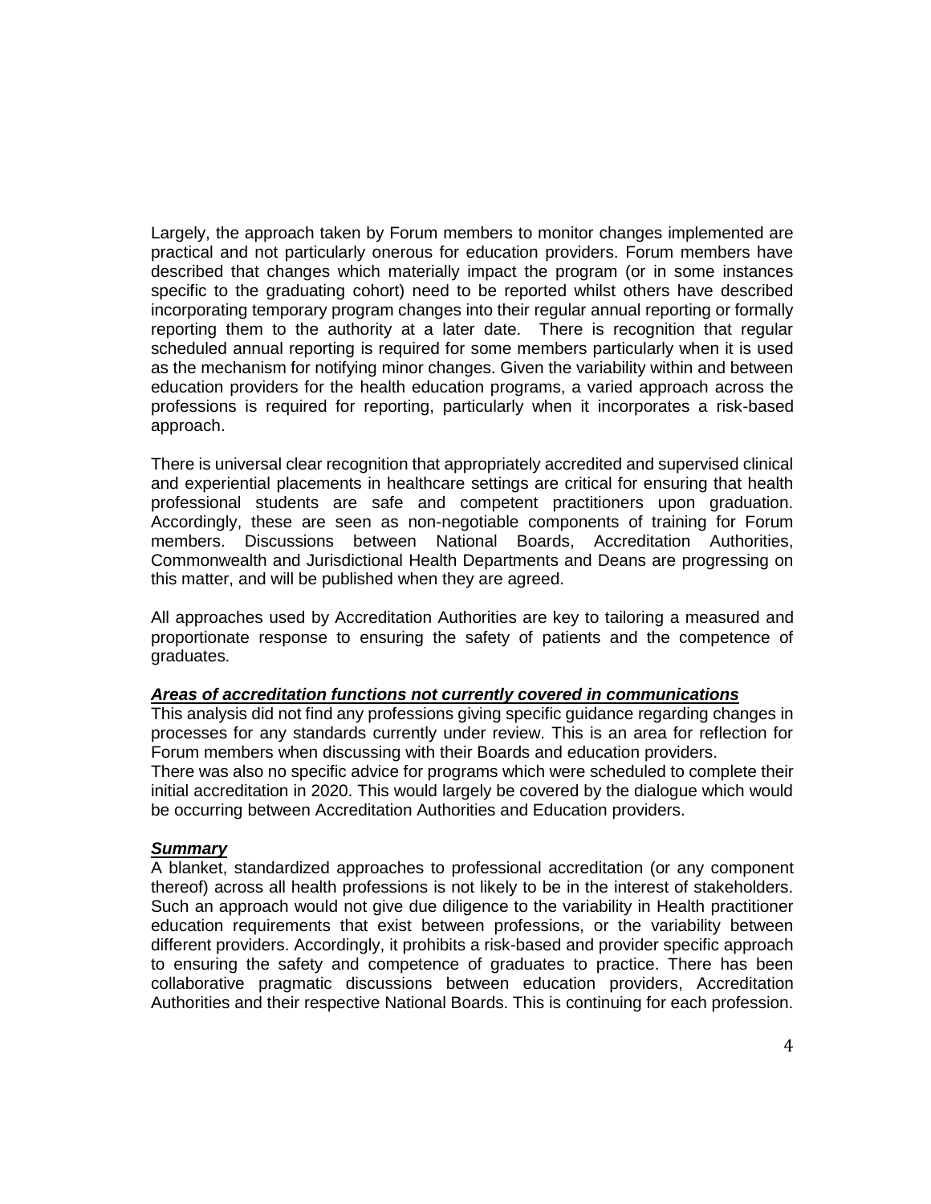Largely, the approach taken by Forum members to monitor changes implemented are practical and not particularly onerous for education providers. Forum members have described that changes which materially impact the program (or in some instances specific to the graduating cohort) need to be reported whilst others have described incorporating temporary program changes into their regular annual reporting or formally reporting them to the authority at a later date. There is recognition that regular scheduled annual reporting is required for some members particularly when it is used as the mechanism for notifying minor changes. Given the variability within and between education providers for the health education programs, a varied approach across the professions is required for reporting, particularly when it incorporates a risk-based approach.

There is universal clear recognition that appropriately accredited and supervised clinical and experiential placements in healthcare settings are critical for ensuring that health professional students are safe and competent practitioners upon graduation. Accordingly, these are seen as non-negotiable components of training for Forum members. Discussions between National Boards, Accreditation Authorities, Commonwealth and Jurisdictional Health Departments and Deans are progressing on this matter, and will be published when they are agreed.

All approaches used by Accreditation Authorities are key to tailoring a measured and proportionate response to ensuring the safety of patients and the competence of graduates.

***Areas of accreditation functions not currently covered in communications***

This analysis did not find any professions giving specific guidance regarding changes in processes for any standards currently under review. This is an area for reflection for Forum members when discussing with their Boards and education providers.
There was also no specific advice for programs which were scheduled to complete their initial accreditation in 2020. This would largely be covered by the dialogue which would be occurring between Accreditation Authorities and Education providers.

***Summary***

A blanket, standardized approaches to professional accreditation (or any component thereof) across all health professions is not likely to be in the interest of stakeholders. Such an approach would not give due diligence to the variability in Health practitioner education requirements that exist between professions, or the variability between different providers. Accordingly, it prohibits a risk-based and provider specific approach to ensuring the safety and competence of graduates to practice. There has been collaborative pragmatic discussions between education providers, Accreditation Authorities and their respective National Boards. This is continuing for each profession.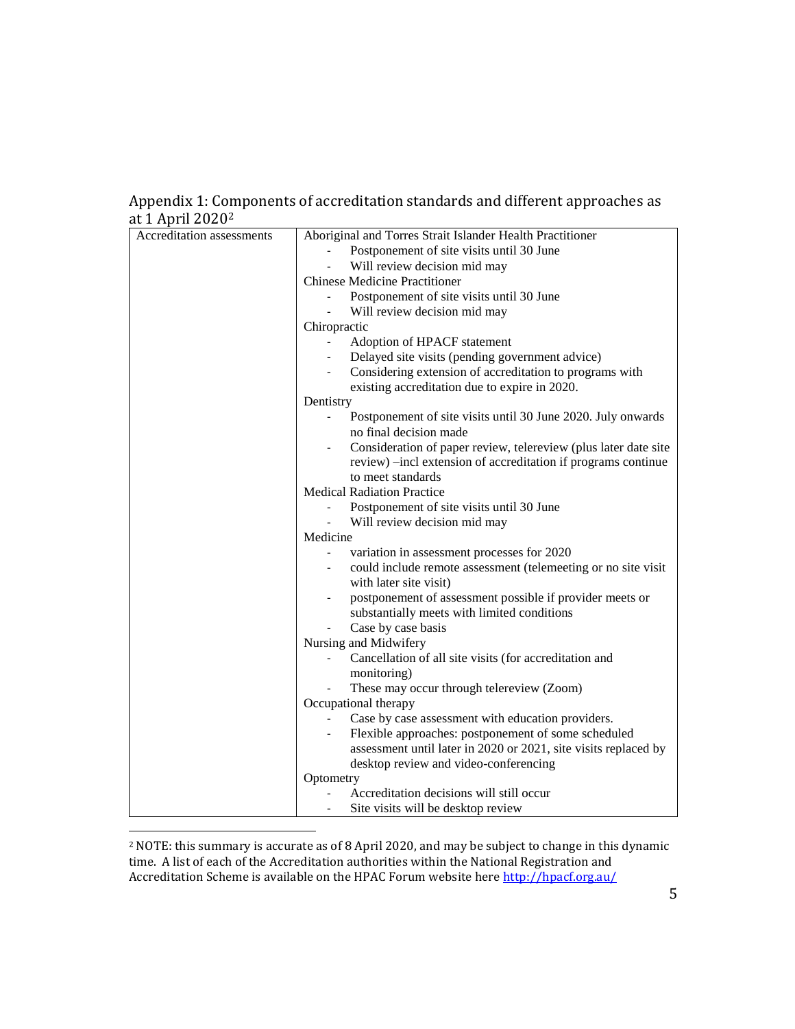## Appendix 1: Components of accreditation standards and different approaches as at 1 April 2020[2]

| Accreditation assessments | |
|---|---|
| | Aboriginal and Torres Strait Islander Health Practitioner<br>- Postponement of site visits until 30 June<br>- Will review decision mid may<br>Chinese Medicine Practitioner<br>- Postponement of site visits until 30 June<br>- Will review decision mid may<br>Chiropractic<br>- Adoption of HPACF statement<br>- Delayed site visits (pending government advice)<br>- Considering extension of accreditation to programs with existing accreditation due to expire in 2020.<br>Dentistry<br>- Postponement of site visits until 30 June 2020. July onwards no final decision made<br>- Consideration of paper review, telereview (plus later date site review) –incl extension of accreditation if programs continue to meet standards<br>Medical Radiation Practice<br>- Postponement of site visits until 30 June<br>- Will review decision mid may<br>Medicine<br>- variation in assessment processes for 2020<br>- could include remote assessment (telemeeting or no site visit with later site visit)<br>- postponement of assessment possible if provider meets or substantially meets with limited conditions<br>- Case by case basis<br>Nursing and Midwifery<br>- Cancellation of all site visits (for accreditation and monitoring)<br>- These may occur through telereview (Zoom)<br>Occupational therapy<br>- Case by case assessment with education providers.<br>- Flexible approaches: postponement of some scheduled assessment until later in 2020 or 2021, site visits replaced by desktop review and video-conferencing<br>Optometry<br>- Accreditation decisions will still occur<br>- Site visits will be desktop review |

[2] NOTE: this summary is accurate as of 8 April 2020, and may be subject to change in this dynamic time. A list of each of the Accreditation authorities within the National Registration and Accreditation Scheme is available on the HPAC Forum website here http://hpacf.org.au/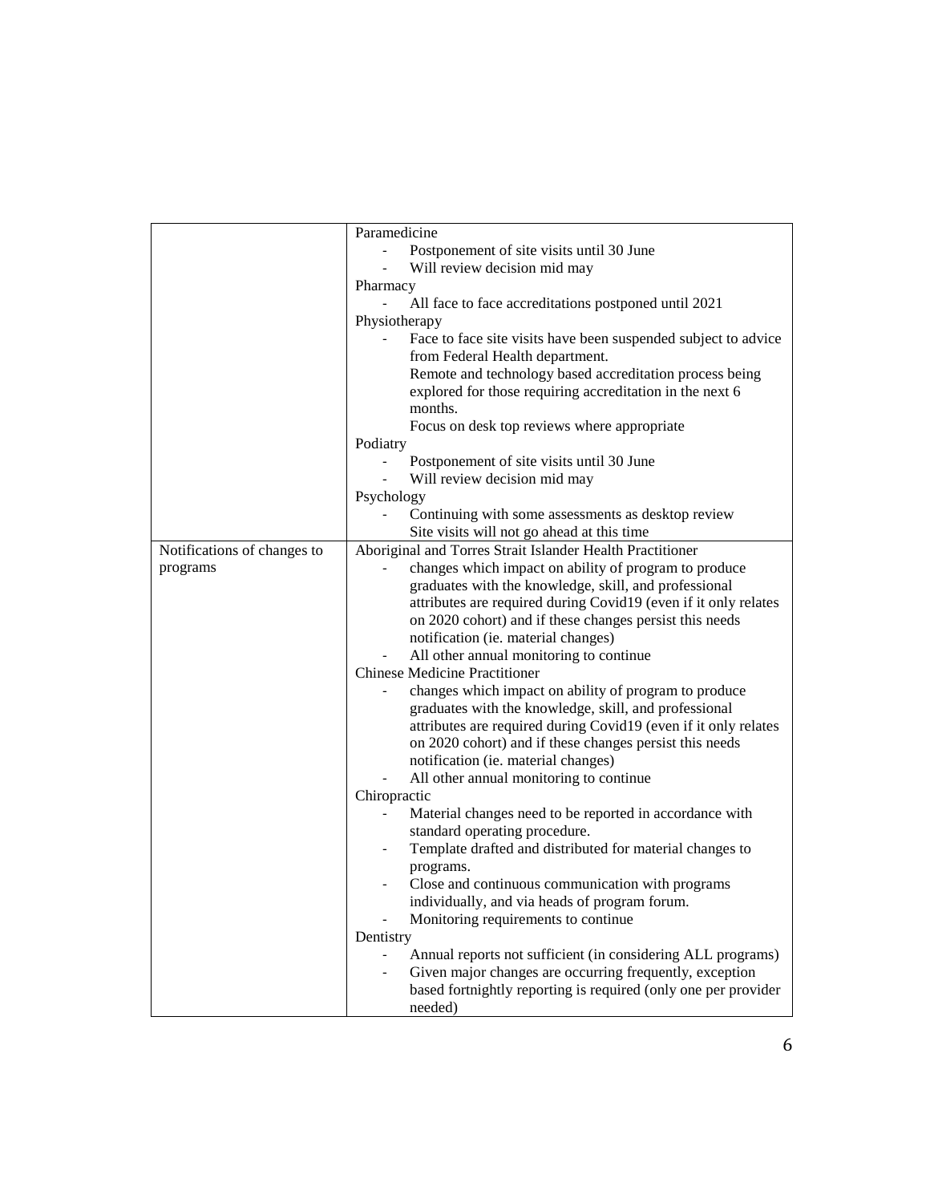| | |
|---|---|
| | Paramedicine<br>- Postponement of site visits until 30 June<br>- Will review decision mid may<br>Pharmacy<br>- All face to face accreditations postponed until 2021<br>Physiotherapy<br>- Face to face site visits have been suspended subject to advice from Federal Health department.<br>Remote and technology based accreditation process being explored for those requiring accreditation in the next 6 months.<br>Focus on desk top reviews where appropriate<br>Podiatry<br>- Postponement of site visits until 30 June<br>- Will review decision mid may<br>Psychology<br>- Continuing with some assessments as desktop review<br>Site visits will not go ahead at this time |
| Notifications of changes to programs | Aboriginal and Torres Strait Islander Health Practitioner<br>- changes which impact on ability of program to produce graduates with the knowledge, skill, and professional attributes are required during Covid19 (even if it only relates on 2020 cohort) and if these changes persist this needs notification (ie. material changes)<br>- All other annual monitoring to continue<br>Chinese Medicine Practitioner<br>- changes which impact on ability of program to produce graduates with the knowledge, skill, and professional attributes are required during Covid19 (even if it only relates on 2020 cohort) and if these changes persist this needs notification (ie. material changes)<br>- All other annual monitoring to continue<br>Chiropractic<br>- Material changes need to be reported in accordance with standard operating procedure.<br>- Template drafted and distributed for material changes to programs.<br>- Close and continuous communication with programs individually, and via heads of program forum.<br>- Monitoring requirements to continue<br>Dentistry<br>- Annual reports not sufficient (in considering ALL programs)<br>- Given major changes are occurring frequently, exception based fortnightly reporting is required (only one per provider needed) |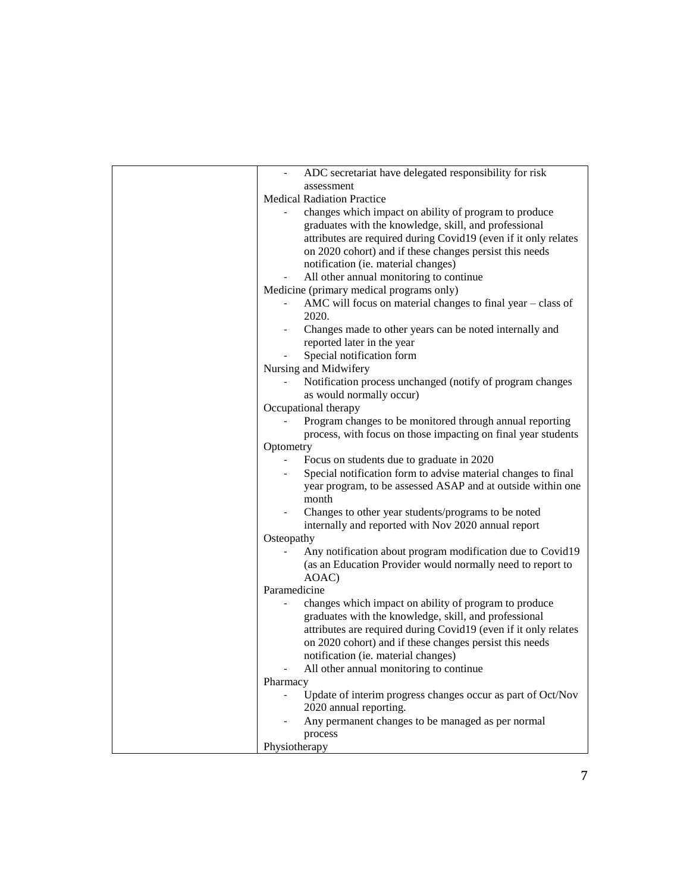| | |
|---|---|
| | - ADC secretariat have delegated responsibility for risk assessment<br>Medical Radiation Practice<br>- changes which impact on ability of program to produce graduates with the knowledge, skill, and professional attributes are required during Covid19 (even if it only relates on 2020 cohort) and if these changes persist this needs notification (ie. material changes)<br>- All other annual monitoring to continue<br>Medicine (primary medical programs only)<br>- AMC will focus on material changes to final year – class of 2020.<br>- Changes made to other years can be noted internally and reported later in the year<br>- Special notification form<br>Nursing and Midwifery<br>- Notification process unchanged (notify of program changes as would normally occur)<br>Occupational therapy<br>- Program changes to be monitored through annual reporting process, with focus on those impacting on final year students<br>Optometry<br>- Focus on students due to graduate in 2020<br>- Special notification form to advise material changes to final year program, to be assessed ASAP and at outside within one month<br>- Changes to other year students/programs to be noted internally and reported with Nov 2020 annual report<br>Osteopathy<br>- Any notification about program modification due to Covid19 (as an Education Provider would normally need to report to AOAC)<br>Paramedicine<br>- changes which impact on ability of program to produce graduates with the knowledge, skill, and professional attributes are required during Covid19 (even if it only relates on 2020 cohort) and if these changes persist this needs notification (ie. material changes)<br>- All other annual monitoring to continue<br>Pharmacy<br>- Update of interim progress changes occur as part of Oct/Nov 2020 annual reporting.<br>- Any permanent changes to be managed as per normal process<br>Physiotherapy |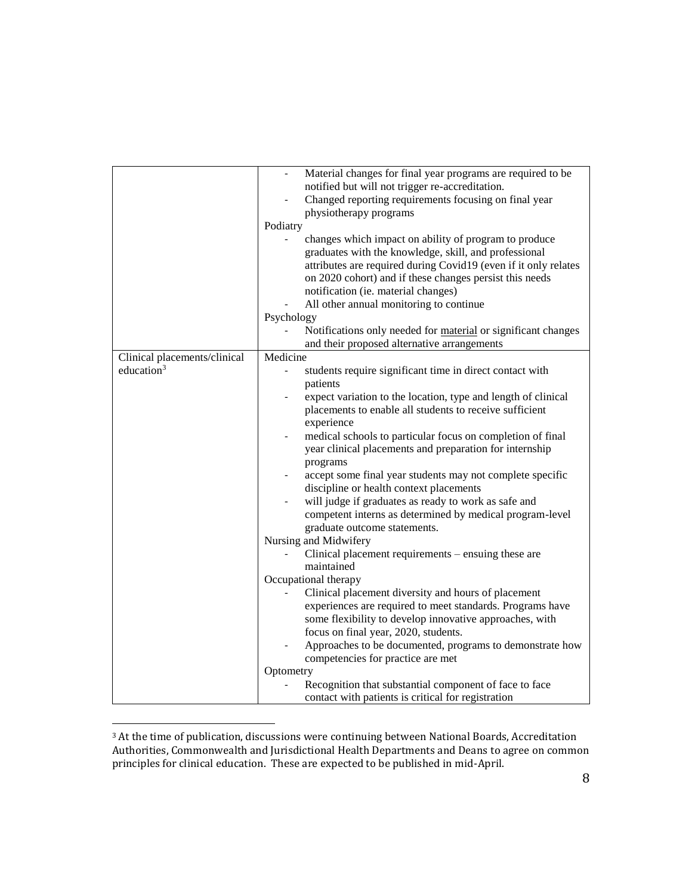| | |
|---|---|
| | - Material changes for final year programs are required to be notified but will not trigger re-accreditation.<br>- Changed reporting requirements focusing on final year physiotherapy programs<br>Podiatry<br>- changes which impact on ability of program to produce graduates with the knowledge, skill, and professional attributes are required during Covid19 (even if it only relates on 2020 cohort) and if these changes persist this needs notification (ie. material changes)<br>- All other annual monitoring to continue<br>Psychology<br>- Notifications only needed for <u>material</u> or significant changes and their proposed alternative arrangements |
| Clinical placements/clinical education[3] | Medicine<br>- students require significant time in direct contact with patients<br>- expect variation to the location, type and length of clinical placements to enable all students to receive sufficient experience<br>- medical schools to particular focus on completion of final year clinical placements and preparation for internship programs<br>- accept some final year students may not complete specific discipline or health context placements<br>- will judge if graduates as ready to work as safe and competent interns as determined by medical program-level graduate outcome statements.<br>Nursing and Midwifery<br>- Clinical placement requirements – ensuing these are maintained<br>Occupational therapy<br>- Clinical placement diversity and hours of placement experiences are required to meet standards. Programs have some flexibility to develop innovative approaches, with focus on final year, 2020, students.<br>- Approaches to be documented, programs to demonstrate how competencies for practice are met<br>Optometry<br>- Recognition that substantial component of face to face contact with patients is critical for registration |

[3] At the time of publication, discussions were continuing between National Boards, Accreditation Authorities, Commonwealth and Jurisdictional Health Departments and Deans to agree on common principles for clinical education. These are expected to be published in mid-April.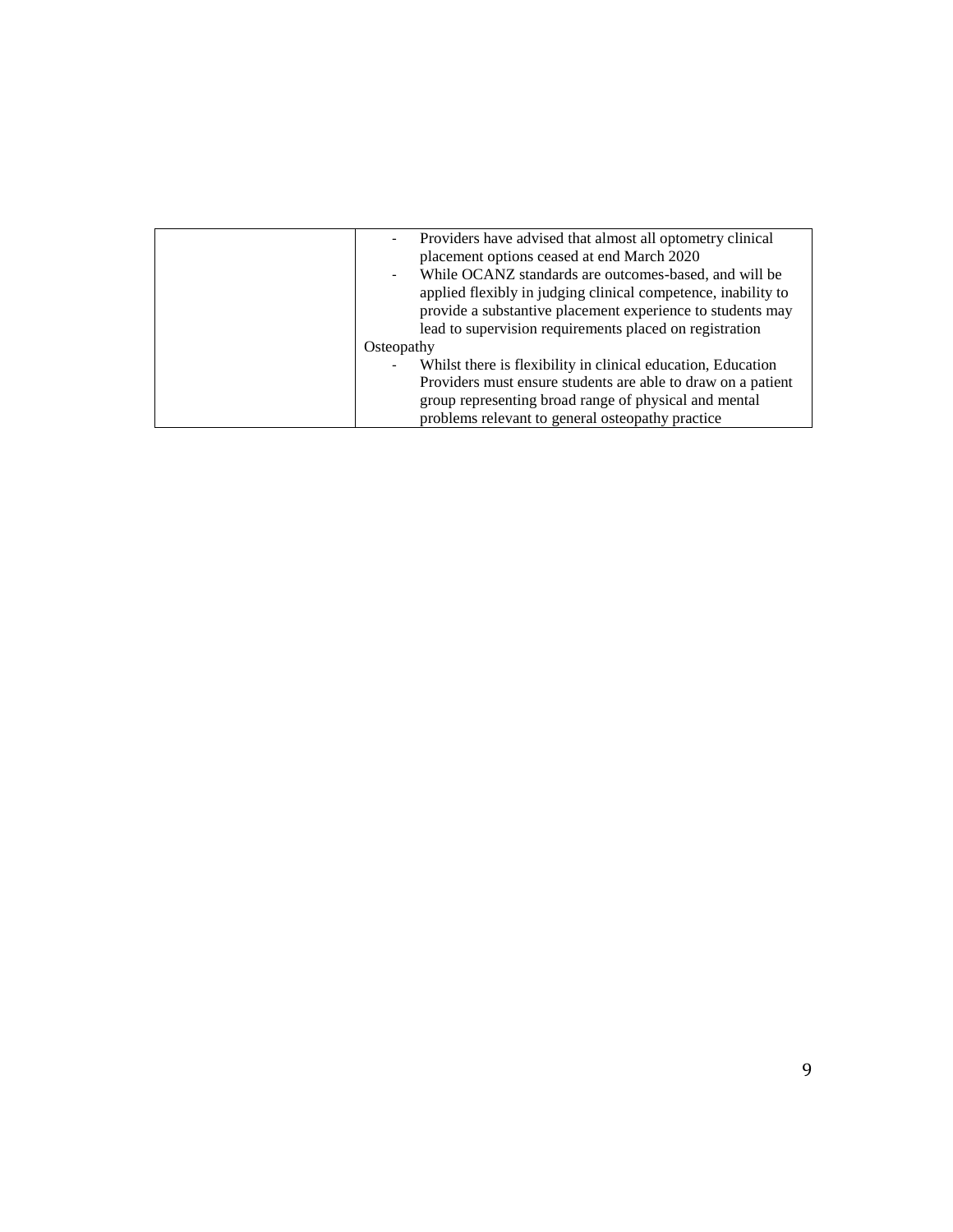| | |
|---|---|
| | - Providers have advised that almost all optometry clinical placement options ceased at end March 2020<br>- While OCANZ standards are outcomes-based, and will be applied flexibly in judging clinical competence, inability to provide a substantive placement experience to students may lead to supervision requirements placed on registration<br>Osteopathy<br>- Whilst there is flexibility in clinical education, Education Providers must ensure students are able to draw on a patient group representing broad range of physical and mental problems relevant to general osteopathy practice |